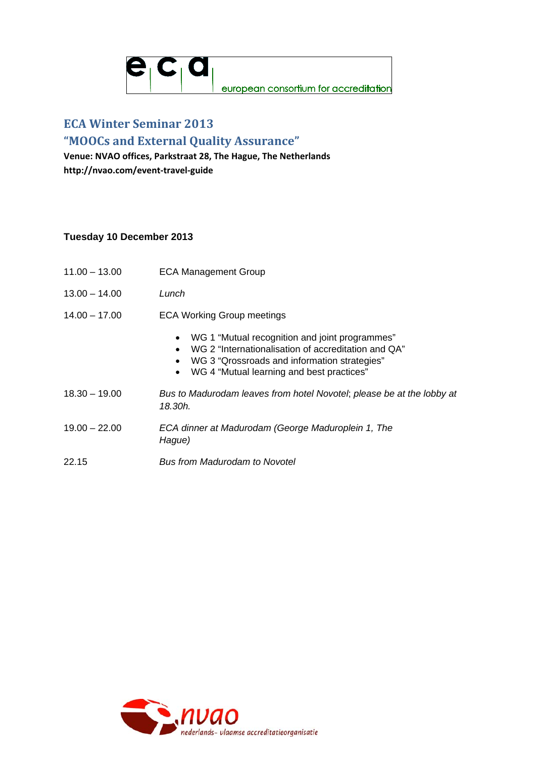european consortium for accreditation

# ECA Winter Seminar 2013

## "MOOCs and External Quality Assurance"

**Venue: NVAO offices, Parkstraat 28, The Hague, The Netherlands**
**http://nvao.com/event-travel-guide**

### Tuesday 10 December 2013

11.00 – 13.00 ECA Management Group

13.00 – 14.00 *Lunch*

14.00 – 17.00 ECA Working Group meetings

- WG 1 "Mutual recognition and joint programmes"
- WG 2 "Internationalisation of accreditation and QA"
- WG 3 "Qrossroads and information strategies"
- WG 4 "Mutual learning and best practices"

18.30 – 19.00 *Bus to Madurodam leaves from hotel Novotel; please be at the lobby at 18.30h.*

19.00 – 22.00 *ECA dinner at Madurodam (George Maduroplein 1, The Hague)*

22.15 *Bus from Madurodam to Novotel*

nvao nederlands- vlaamse accreditatieorganisatie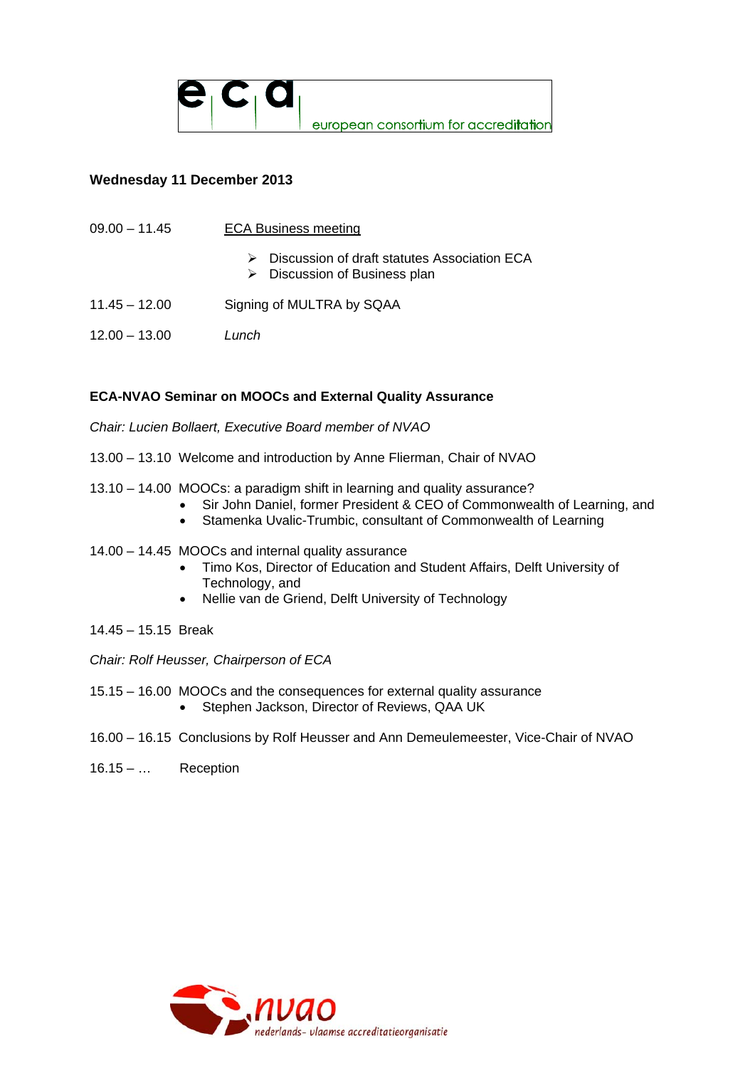ecа european consortium for accreditation

**Wednesday 11 December 2013**

09.00 – 11.45 ECA Business meeting

- Discussion of draft statutes Association ECA
- Discussion of Business plan

11.45 – 12.00 Signing of MULTRA by SQAA

12.00 – 13.00 *Lunch*

**ECA-NVAO Seminar on MOOCs and External Quality Assurance**

*Chair: Lucien Bollaert, Executive Board member of NVAO*

13.00 – 13.10 Welcome and introduction by Anne Flierman, Chair of NVAO

13.10 – 14.00 MOOCs: a paradigm shift in learning and quality assurance?

- Sir John Daniel, former President & CEO of Commonwealth of Learning, and
- Stamenka Uvalic-Trumbic, consultant of Commonwealth of Learning

14.00 – 14.45 MOOCs and internal quality assurance

- Timo Kos, Director of Education and Student Affairs, Delft University of Technology, and
- Nellie van de Griend, Delft University of Technology

14.45 – 15.15 Break

*Chair: Rolf Heusser, Chairperson of ECA*

15.15 – 16.00 MOOCs and the consequences for external quality assurance

- Stephen Jackson, Director of Reviews, QAA UK

16.00 – 16.15 Conclusions by Rolf Heusser and Ann Demeulemeester, Vice-Chair of NVAO

16.15 – … Reception

nvao nederlands- vlaamse accreditatieorganisatie